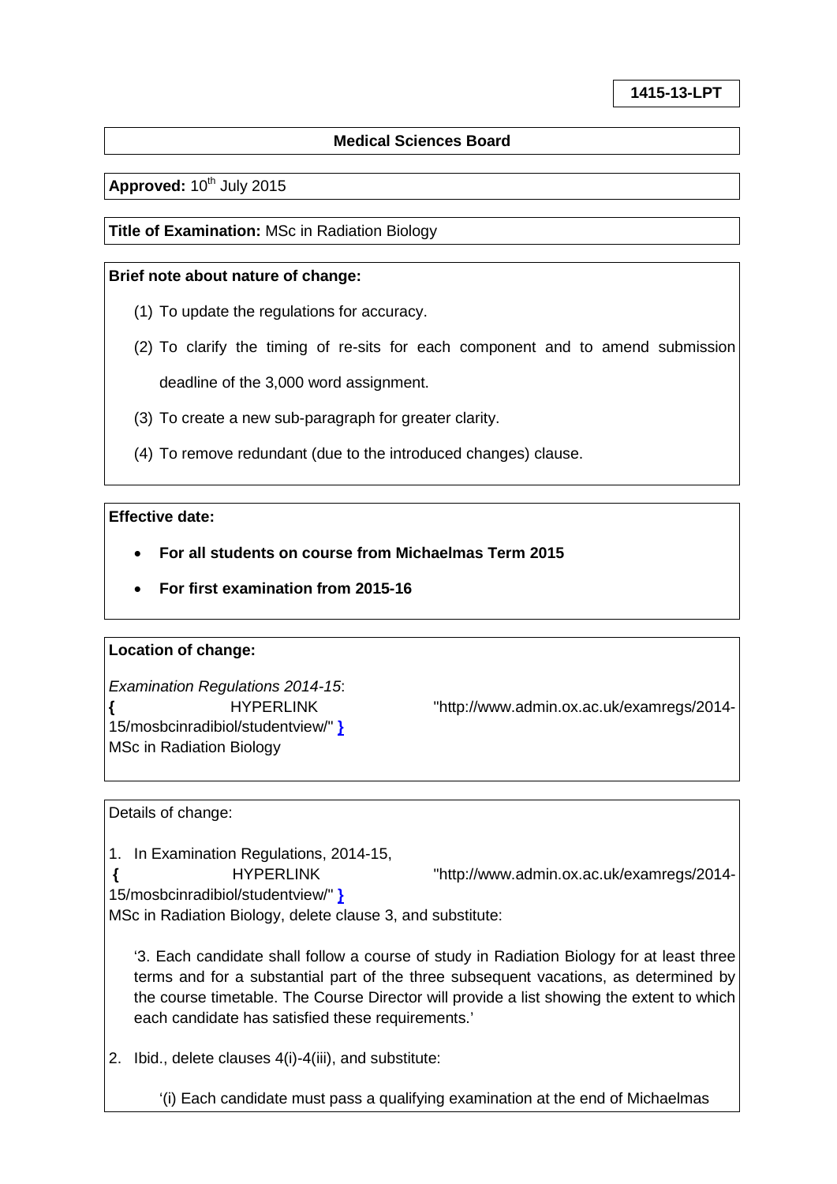**1415-13-LPT**

**Medical Sciences Board**

**Approved:** 10th July 2015

**Title of Examination:** MSc in Radiation Biology

**Brief note about nature of change:**

(1) To update the regulations for accuracy.

(2) To clarify the timing of re-sits for each component and to amend submission deadline of the 3,000 word assignment.

(3) To create a new sub-paragraph for greater clarity.

(4) To remove redundant (due to the introduced changes) clause.

**Effective date:**

- **For all students on course from Michaelmas Term 2015**
- **For first examination from 2015-16**

**Location of change:**

*Examination Regulations 2014-15*:
**{** HYPERLINK "http://www.admin.ox.ac.uk/examregs/2014-15/mosbcinradibiol/studentview/" **}**
MSc in Radiation Biology

Details of change:

1. In Examination Regulations, 2014-15,
**{** HYPERLINK "http://www.admin.ox.ac.uk/examregs/2014-15/mosbcinradibiol/studentview/" **}**
MSc in Radiation Biology, delete clause 3, and substitute:

   '3. Each candidate shall follow a course of study in Radiation Biology for at least three terms and for a substantial part of the three subsequent vacations, as determined by the course timetable. The Course Director will provide a list showing the extent to which each candidate has satisfied these requirements.'

2. Ibid., delete clauses 4(i)-4(iii), and substitute:

   '(i) Each candidate must pass a qualifying examination at the end of Michaelmas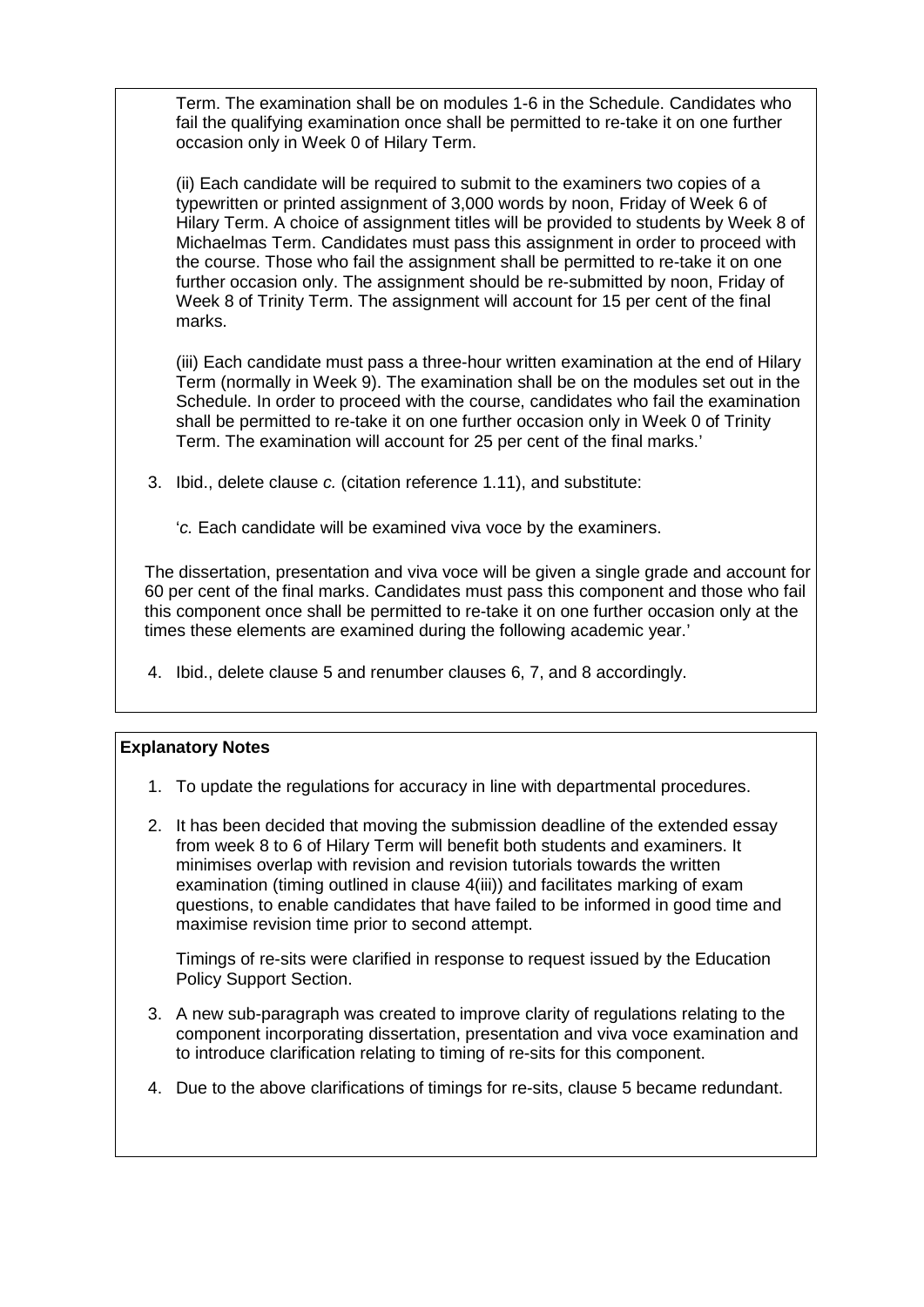Term. The examination shall be on modules 1-6 in the Schedule. Candidates who fail the qualifying examination once shall be permitted to re-take it on one further occasion only in Week 0 of Hilary Term.

(ii) Each candidate will be required to submit to the examiners two copies of a typewritten or printed assignment of 3,000 words by noon, Friday of Week 6 of Hilary Term. A choice of assignment titles will be provided to students by Week 8 of Michaelmas Term. Candidates must pass this assignment in order to proceed with the course. Those who fail the assignment shall be permitted to re-take it on one further occasion only. The assignment should be re-submitted by noon, Friday of Week 8 of Trinity Term. The assignment will account for 15 per cent of the final marks.

(iii) Each candidate must pass a three-hour written examination at the end of Hilary Term (normally in Week 9). The examination shall be on the modules set out in the Schedule. In order to proceed with the course, candidates who fail the examination shall be permitted to re-take it on one further occasion only in Week 0 of Trinity Term. The examination will account for 25 per cent of the final marks.'

3. Ibid., delete clause *c.* (citation reference 1.11), and substitute:

   '*c.* Each candidate will be examined viva voce by the examiners.

The dissertation, presentation and viva voce will be given a single grade and account for 60 per cent of the final marks. Candidates must pass this component and those who fail this component once shall be permitted to re-take it on one further occasion only at the times these elements are examined during the following academic year.'

4. Ibid., delete clause 5 and renumber clauses 6, 7, and 8 accordingly.

**Explanatory Notes**

1. To update the regulations for accuracy in line with departmental procedures.

2. It has been decided that moving the submission deadline of the extended essay from week 8 to 6 of Hilary Term will benefit both students and examiners. It minimises overlap with revision and revision tutorials towards the written examination (timing outlined in clause 4(iii)) and facilitates marking of exam questions, to enable candidates that have failed to be informed in good time and maximise revision time prior to second attempt.

   Timings of re-sits were clarified in response to request issued by the Education Policy Support Section.

3. A new sub-paragraph was created to improve clarity of regulations relating to the component incorporating dissertation, presentation and viva voce examination and to introduce clarification relating to timing of re-sits for this component.

4. Due to the above clarifications of timings for re-sits, clause 5 became redundant.